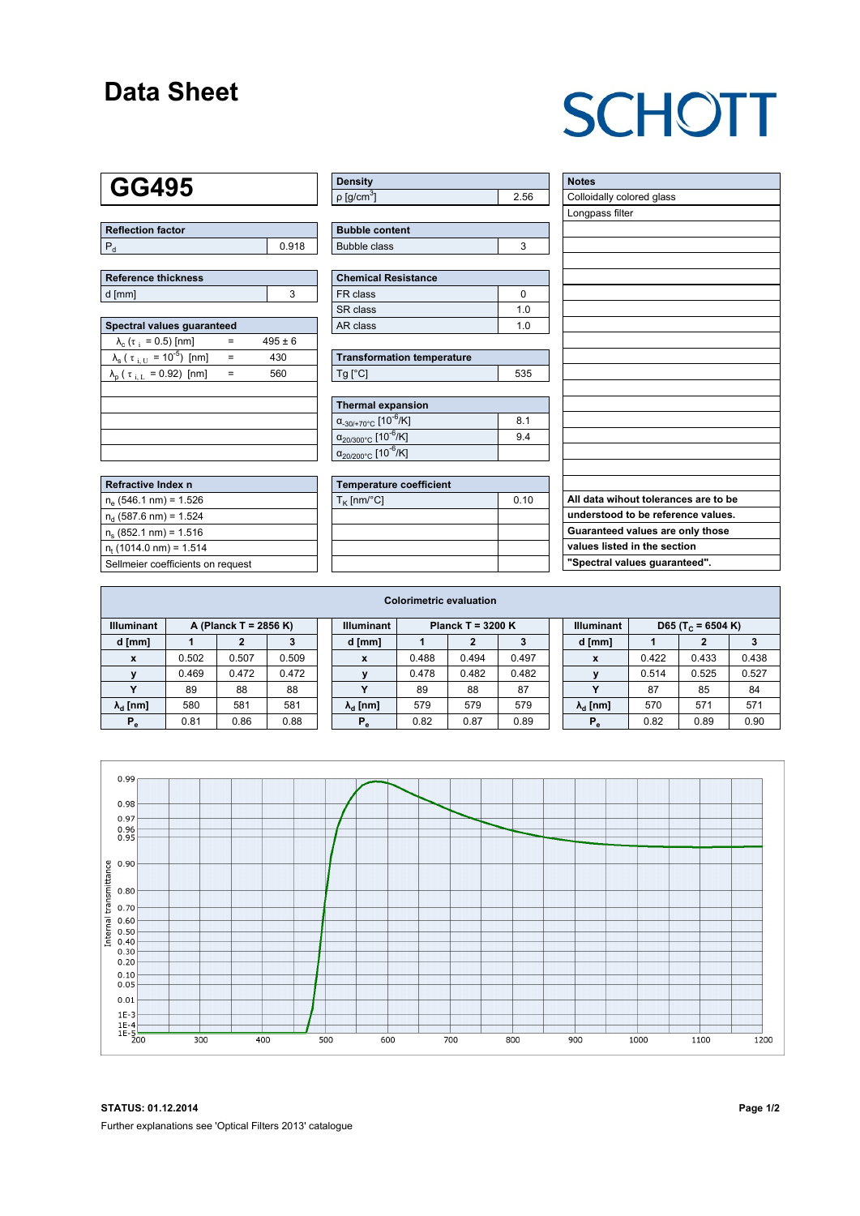# Data Sheet

SCHOTT

## GG495

| Reflection factor | |
|---|---|
| $P_d$ | 0.918 |

| Reference thickness | |
|---|---|
| d [mm] | 3 |

| Spectral values guaranteed | | |
|---|---|---|
| $\lambda_c$ ($\tau_i$ = 0.5) [nm] | = | 495 ± 6 |
| $\lambda_s$ ($\tau_{i,U}$ = $10^{-5}$) [nm] | = | 430 |
| $\lambda_p$ ($\tau_{i,L}$ = 0.92) [nm] | = | 560 |

| Refractive Index n |
|---|
| $n_e$ (546.1 nm) = 1.526 |
| $n_d$ (587.6 nm) = 1.524 |
| $n_s$ (852.1 nm) = 1.516 |
| $n_t$ (1014.0 nm) = 1.514 |
| Sellmeier coefficients on request |

| Density | |
|---|---|
| ρ [g/cm³] | 2.56 |

| Bubble content | |
|---|---|
| Bubble class | 3 |

| Chemical Resistance | |
|---|---|
| FR class | 0 |
| SR class | 1.0 |
| AR class | 1.0 |

| Transformation temperature | |
|---|---|
| Tg [°C] | 535 |

| Thermal expansion | |
|---|---|
| $\alpha_{-30/+70°C}$ [$10^{-6}$/K] | 8.1 |
| $\alpha_{20/300°C}$ [$10^{-6}$/K] | 9.4 |
| $\alpha_{20/200°C}$ [$10^{-6}$/K] | |

| Temperature coefficient | |
|---|---|
| $T_K$ [nm/°C] | 0.10 |

| Notes |
|---|
| Colloidally colored glass |
| Longpass filter |

**All data wihout tolerances are to be understood to be reference values. Guaranteed values are only those values listed in the section "Spectral values guaranteed".**

### Colorimetric evaluation

| Illuminant | A (Planck T = 2856 K) | | |
|---|---|---|---|
| d [mm] | 1 | 2 | 3 |
| x | 0.502 | 0.507 | 0.509 |
| y | 0.469 | 0.472 | 0.472 |
| Y | 89 | 88 | 88 |
| $\lambda_d$ [nm] | 580 | 581 | 581 |
| $P_e$ | 0.81 | 0.86 | 0.88 |

| Illuminant | Planck T = 3200 K | | |
|---|---|---|---|
| d [mm] | 1 | 2 | 3 |
| x | 0.488 | 0.494 | 0.497 |
| y | 0.478 | 0.482 | 0.482 |
| Y | 89 | 88 | 87 |
| $\lambda_d$ [nm] | 579 | 579 | 579 |
| $P_e$ | 0.82 | 0.87 | 0.89 |

| Illuminant | D65 ($T_C$ = 6504 K) | | |
|---|---|---|---|
| d [mm] | 1 | 2 | 3 |
| x | 0.422 | 0.433 | 0.438 |
| y | 0.514 | 0.525 | 0.527 |
| Y | 87 | 85 | 84 |
| $\lambda_d$ [nm] | 570 | 571 | 571 |
| $P_e$ | 0.82 | 0.89 | 0.90 |

**STATUS: 01.12.2014**

Further explanations see 'Optical Filters 2013' catalogue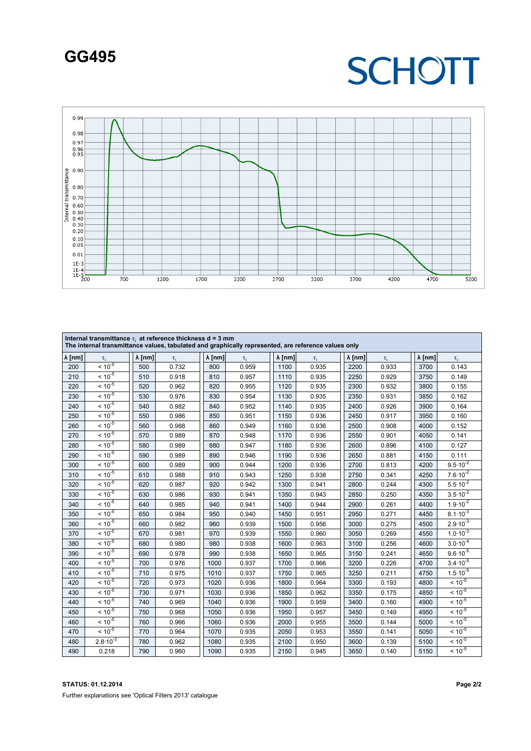# GG495

SCHOTT

0.99
0.98
0.97
0.96
0.95
0.90
0.80
0.70
0.60
0.50
0.40
0.30
0.20
0.10
0.05
0.01
1E-3
1E-4
1E-5
Internal transmittance
200
700
1200
1700
2200
2700
3200
3700
4200
4700
5200

**Internal transmittance $\tau_i$ at reference thickness d = 3 mm**
**The internal transmittance values, tabulated and graphically represented, are reference values only**

| λ [nm] | $\tau_i$ | λ [nm] | $\tau_i$ | λ [nm] | $\tau_i$ | λ [nm] | $\tau_i$ | λ [nm] | $\tau_i$ | λ [nm] | $\tau_i$ |
|---|---|---|---|---|---|---|---|---|---|---|---|
| 200 | $< 10^{-5}$ | 500 | 0.732 | 800 | 0.959 | 1100 | 0.935 | 2200 | 0.933 | 3700 | 0.143 |
| 210 | $< 10^{-5}$ | 510 | 0.918 | 810 | 0.957 | 1110 | 0.935 | 2250 | 0.929 | 3750 | 0.149 |
| 220 | $< 10^{-5}$ | 520 | 0.962 | 820 | 0.955 | 1120 | 0.935 | 2300 | 0.932 | 3800 | 0.155 |
| 230 | $< 10^{-5}$ | 530 | 0.976 | 830 | 0.954 | 1130 | 0.935 | 2350 | 0.931 | 3850 | 0.162 |
| 240 | $< 10^{-5}$ | 540 | 0.982 | 840 | 0.952 | 1140 | 0.935 | 2400 | 0.926 | 3900 | 0.164 |
| 250 | $< 10^{-5}$ | 550 | 0.986 | 850 | 0.951 | 1150 | 0.936 | 2450 | 0.917 | 3950 | 0.160 |
| 260 | $< 10^{-5}$ | 560 | 0.988 | 860 | 0.949 | 1160 | 0.936 | 2500 | 0.908 | 4000 | 0.152 |
| 270 | $< 10^{-5}$ | 570 | 0.989 | 870 | 0.948 | 1170 | 0.936 | 2550 | 0.901 | 4050 | 0.141 |
| 280 | $< 10^{-5}$ | 580 | 0.989 | 880 | 0.947 | 1180 | 0.936 | 2600 | 0.896 | 4100 | 0.127 |
| 290 | $< 10^{-5}$ | 590 | 0.989 | 890 | 0.946 | 1190 | 0.936 | 2650 | 0.881 | 4150 | 0.111 |
| 300 | $< 10^{-5}$ | 600 | 0.989 | 900 | 0.944 | 1200 | 0.936 | 2700 | 0.813 | 4200 | $9.5 \cdot 10^{-2}$ |
| 310 | $< 10^{-5}$ | 610 | 0.988 | 910 | 0.943 | 1250 | 0.938 | 2750 | 0.341 | 4250 | $7.6 \cdot 10^{-2}$ |
| 320 | $< 10^{-5}$ | 620 | 0.987 | 920 | 0.942 | 1300 | 0.941 | 2800 | 0.244 | 4300 | $5.5 \cdot 10^{-2}$ |
| 330 | $< 10^{-5}$ | 630 | 0.986 | 930 | 0.941 | 1350 | 0.943 | 2850 | 0.250 | 4350 | $3.5 \cdot 10^{-2}$ |
| 340 | $< 10^{-5}$ | 640 | 0.985 | 940 | 0.941 | 1400 | 0.944 | 2900 | 0.261 | 4400 | $1.9 \cdot 10^{-2}$ |
| 350 | $< 10^{-5}$ | 650 | 0.984 | 950 | 0.940 | 1450 | 0.951 | 2950 | 0.271 | 4450 | $8.1 \cdot 10^{-3}$ |
| 360 | $< 10^{-5}$ | 660 | 0.982 | 960 | 0.939 | 1500 | 0.956 | 3000 | 0.275 | 4500 | $2.9 \cdot 10^{-3}$ |
| 370 | $< 10^{-5}$ | 670 | 0.981 | 970 | 0.939 | 1550 | 0.960 | 3050 | 0.269 | 4550 | $1.0 \cdot 10^{-3}$ |
| 380 | $< 10^{-5}$ | 680 | 0.980 | 980 | 0.938 | 1600 | 0.963 | 3100 | 0.256 | 4600 | $3.0 \cdot 10^{-4}$ |
| 390 | $< 10^{-5}$ | 690 | 0.978 | 990 | 0.938 | 1650 | 0.965 | 3150 | 0.241 | 4650 | $9.6 \cdot 10^{-5}$ |
| 400 | $< 10^{-5}$ | 700 | 0.976 | 1000 | 0.937 | 1700 | 0.966 | 3200 | 0.226 | 4700 | $3.4 \cdot 10^{-5}$ |
| 410 | $< 10^{-5}$ | 710 | 0.975 | 1010 | 0.937 | 1750 | 0.965 | 3250 | 0.211 | 4750 | $1.5 \cdot 10^{-5}$ |
| 420 | $< 10^{-5}$ | 720 | 0.973 | 1020 | 0.936 | 1800 | 0.964 | 3300 | 0.193 | 4800 | $< 10^{-5}$ |
| 430 | $< 10^{-5}$ | 730 | 0.971 | 1030 | 0.936 | 1850 | 0.962 | 3350 | 0.175 | 4850 | $< 10^{-5}$ |
| 440 | $< 10^{-5}$ | 740 | 0.969 | 1040 | 0.936 | 1900 | 0.959 | 3400 | 0.160 | 4900 | $< 10^{-5}$ |
| 450 | $< 10^{-5}$ | 750 | 0.968 | 1050 | 0.936 | 1950 | 0.957 | 3450 | 0.149 | 4950 | $< 10^{-5}$ |
| 460 | $< 10^{-5}$ | 760 | 0.966 | 1060 | 0.936 | 2000 | 0.955 | 3500 | 0.144 | 5000 | $< 10^{-5}$ |
| 470 | $< 10^{-5}$ | 770 | 0.964 | 1070 | 0.935 | 2050 | 0.953 | 3550 | 0.141 | 5050 | $< 10^{-5}$ |
| 480 | $2.8 \cdot 10^{-3}$ | 780 | 0.962 | 1080 | 0.935 | 2100 | 0.950 | 3600 | 0.139 | 5100 | $< 10^{-5}$ |
| 490 | 0.218 | 790 | 0.960 | 1090 | 0.935 | 2150 | 0.945 | 3650 | 0.140 | 5150 | $< 10^{-5}$ |

**STATUS: 01.12.2014**

Further explanations see 'Optical Filters 2013' catalogue